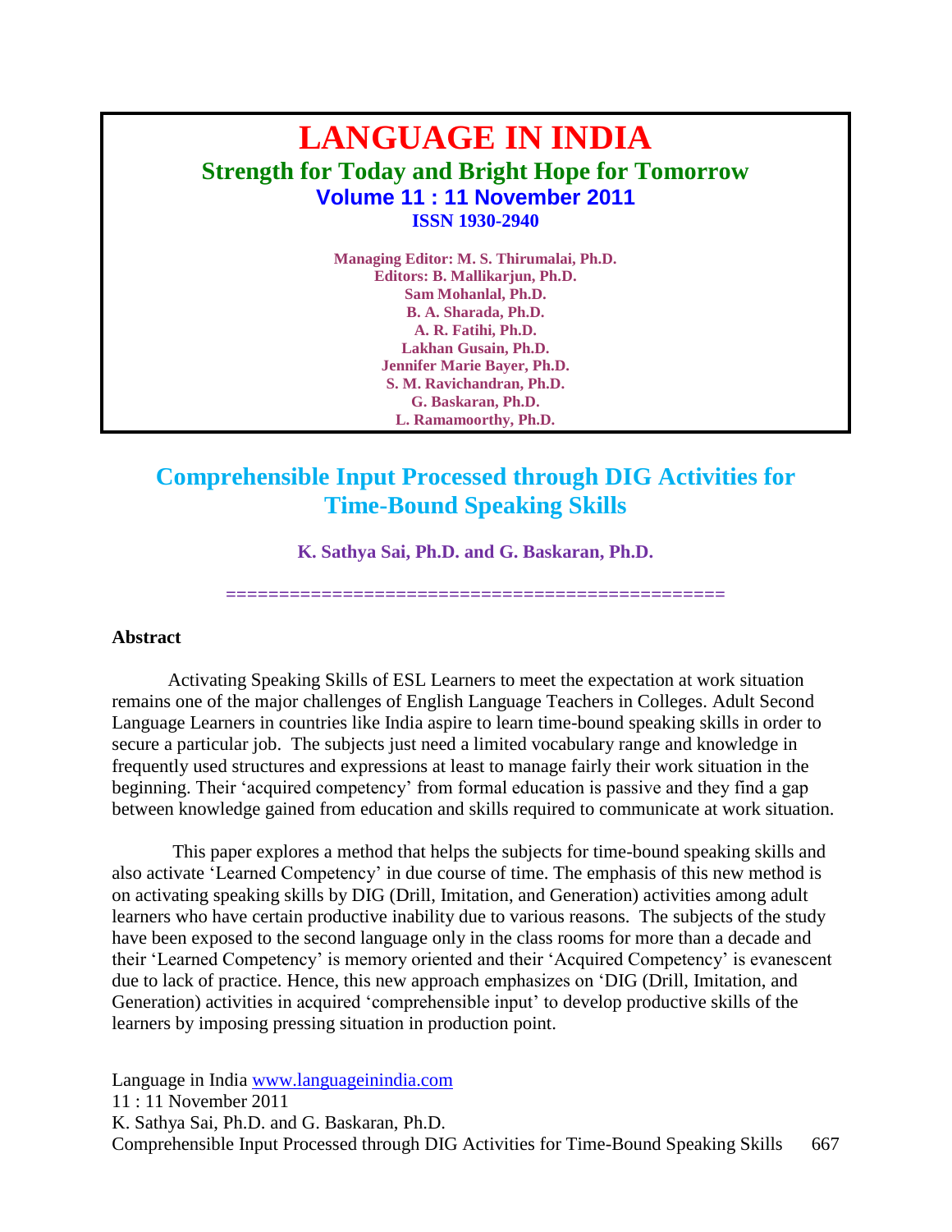# LANGUAGE IN INDIA

## Strength for Today and Bright Hope for Tomorrow

**Volume 11 : 11 November 2011**

**ISSN 1930-2940**

**Managing Editor: M. S. Thirumalai, Ph.D.**
**Editors: B. Mallikarjun, Ph.D.**
**Sam Mohanlal, Ph.D.**
**B. A. Sharada, Ph.D.**
**A. R. Fatihi, Ph.D.**
**Lakhan Gusain, Ph.D.**
**Jennifer Marie Bayer, Ph.D.**
**S. M. Ravichandran, Ph.D.**
**G. Baskaran, Ph.D.**
**L. Ramamoorthy, Ph.D.**

# Comprehensible Input Processed through DIG Activities for Time-Bound Speaking Skills

**K. Sathya Sai, Ph.D. and G. Baskaran, Ph.D.**

=============================================

## Abstract

Activating Speaking Skills of ESL Learners to meet the expectation at work situation remains one of the major challenges of English Language Teachers in Colleges. Adult Second Language Learners in countries like India aspire to learn time-bound speaking skills in order to secure a particular job. The subjects just need a limited vocabulary range and knowledge in frequently used structures and expressions at least to manage fairly their work situation in the beginning. Their 'acquired competency' from formal education is passive and they find a gap between knowledge gained from education and skills required to communicate at work situation.

This paper explores a method that helps the subjects for time-bound speaking skills and also activate 'Learned Competency' in due course of time. The emphasis of this new method is on activating speaking skills by DIG (Drill, Imitation, and Generation) activities among adult learners who have certain productive inability due to various reasons. The subjects of the study have been exposed to the second language only in the class rooms for more than a decade and their 'Learned Competency' is memory oriented and their 'Acquired Competency' is evanescent due to lack of practice. Hence, this new approach emphasizes on 'DIG (Drill, Imitation, and Generation) activities in acquired 'comprehensible input' to develop productive skills of the learners by imposing pressing situation in production point.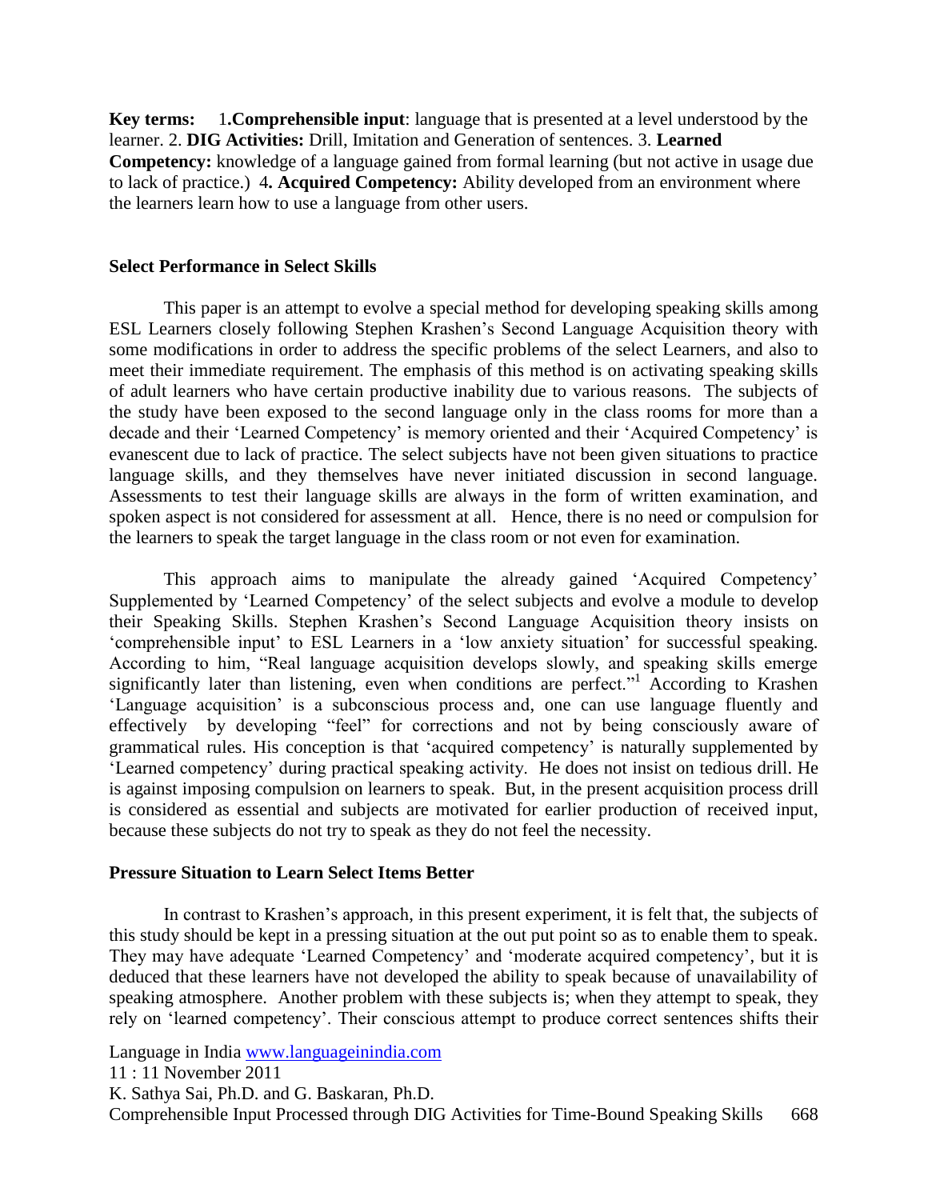**Key terms:** 1**.Comprehensible input**: language that is presented at a level understood by the learner. 2. **DIG Activities:** Drill, Imitation and Generation of sentences. 3. **Learned Competency:** knowledge of a language gained from formal learning (but not active in usage due to lack of practice.) 4**. Acquired Competency:** Ability developed from an environment where the learners learn how to use a language from other users.

### Select Performance in Select Skills

This paper is an attempt to evolve a special method for developing speaking skills among ESL Learners closely following Stephen Krashen's Second Language Acquisition theory with some modifications in order to address the specific problems of the select Learners, and also to meet their immediate requirement. The emphasis of this method is on activating speaking skills of adult learners who have certain productive inability due to various reasons. The subjects of the study have been exposed to the second language only in the class rooms for more than a decade and their 'Learned Competency' is memory oriented and their 'Acquired Competency' is evanescent due to lack of practice. The select subjects have not been given situations to practice language skills, and they themselves have never initiated discussion in second language. Assessments to test their language skills are always in the form of written examination, and spoken aspect is not considered for assessment at all. Hence, there is no need or compulsion for the learners to speak the target language in the class room or not even for examination.

This approach aims to manipulate the already gained 'Acquired Competency' Supplemented by 'Learned Competency' of the select subjects and evolve a module to develop their Speaking Skills. Stephen Krashen's Second Language Acquisition theory insists on 'comprehensible input' to ESL Learners in a 'low anxiety situation' for successful speaking. According to him, "Real language acquisition develops slowly, and speaking skills emerge significantly later than listening, even when conditions are perfect."[1] According to Krashen 'Language acquisition' is a subconscious process and, one can use language fluently and effectively by developing "feel" for corrections and not by being consciously aware of grammatical rules. His conception is that 'acquired competency' is naturally supplemented by 'Learned competency' during practical speaking activity. He does not insist on tedious drill. He is against imposing compulsion on learners to speak. But, in the present acquisition process drill is considered as essential and subjects are motivated for earlier production of received input, because these subjects do not try to speak as they do not feel the necessity.

### Pressure Situation to Learn Select Items Better

In contrast to Krashen's approach, in this present experiment, it is felt that, the subjects of this study should be kept in a pressing situation at the out put point so as to enable them to speak. They may have adequate 'Learned Competency' and 'moderate acquired competency', but it is deduced that these learners have not developed the ability to speak because of unavailability of speaking atmosphere. Another problem with these subjects is; when they attempt to speak, they rely on 'learned competency'. Their conscious attempt to produce correct sentences shifts their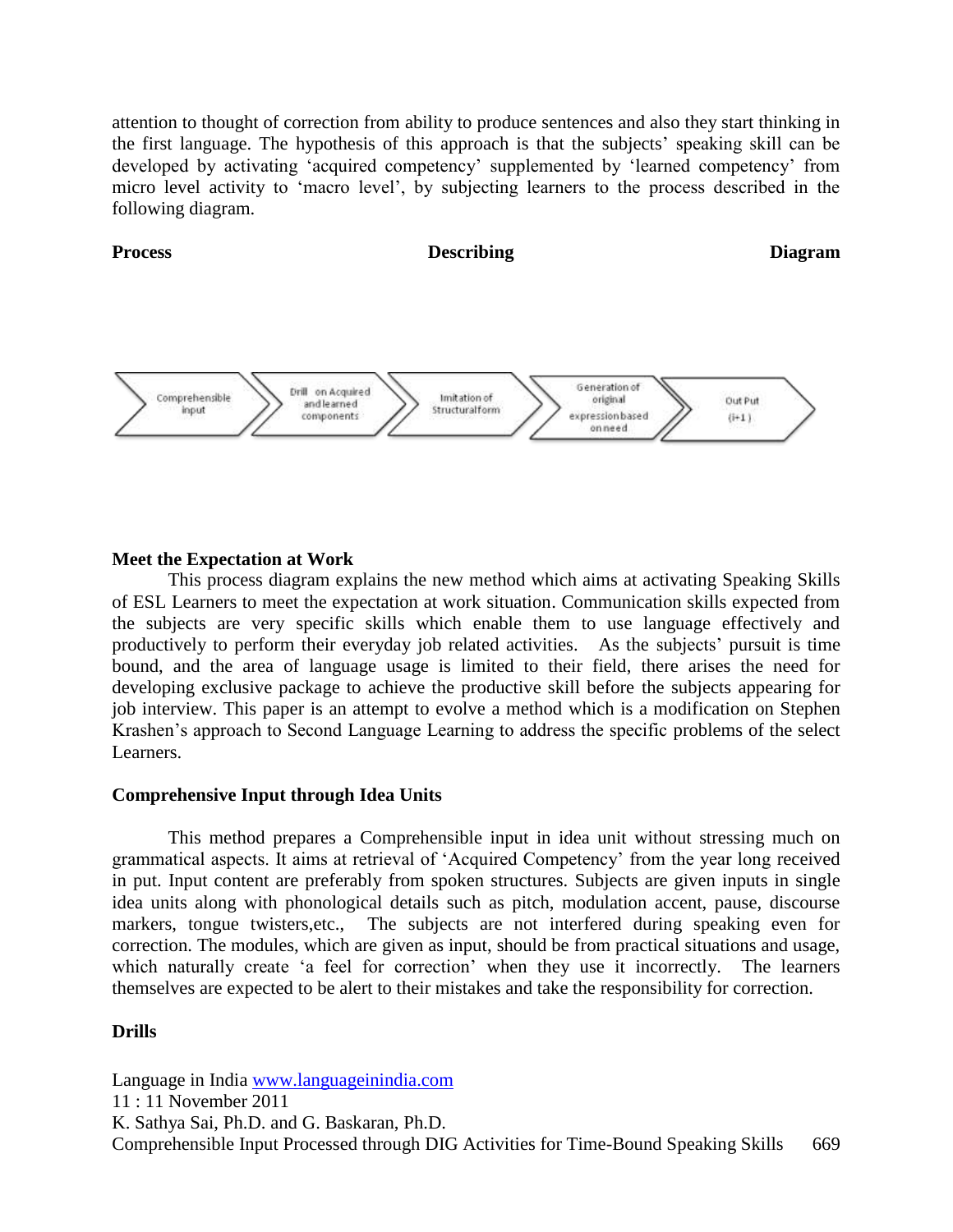attention to thought of correction from ability to produce sentences and also they start thinking in the first language. The hypothesis of this approach is that the subjects' speaking skill can be developed by activating 'acquired competency' supplemented by 'learned competency' from micro level activity to 'macro level', by subjecting learners to the process described in the following diagram.

**Process Describing Diagram**

Comprehensible input → Drill on Acquired and learned components → Imitation of Structural form → Generation of original expression based on need → Out Put (i+1)

**Meet the Expectation at Work**

This process diagram explains the new method which aims at activating Speaking Skills of ESL Learners to meet the expectation at work situation. Communication skills expected from the subjects are very specific skills which enable them to use language effectively and productively to perform their everyday job related activities. As the subjects' pursuit is time bound, and the area of language usage is limited to their field, there arises the need for developing exclusive package to achieve the productive skill before the subjects appearing for job interview. This paper is an attempt to evolve a method which is a modification on Stephen Krashen's approach to Second Language Learning to address the specific problems of the select Learners.

**Comprehensive Input through Idea Units**

This method prepares a Comprehensible input in idea unit without stressing much on grammatical aspects. It aims at retrieval of 'Acquired Competency' from the year long received in put. Input content are preferably from spoken structures. Subjects are given inputs in single idea units along with phonological details such as pitch, modulation accent, pause, discourse markers, tongue twisters,etc., The subjects are not interfered during speaking even for correction. The modules, which are given as input, should be from practical situations and usage, which naturally create 'a feel for correction' when they use it incorrectly. The learners themselves are expected to be alert to their mistakes and take the responsibility for correction.

**Drills**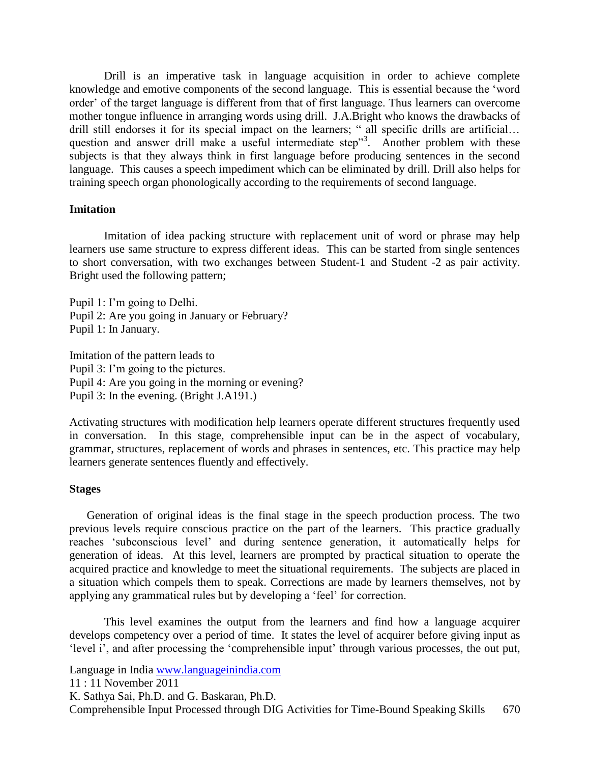Drill is an imperative task in language acquisition in order to achieve complete knowledge and emotive components of the second language. This is essential because the 'word order' of the target language is different from that of first language. Thus learners can overcome mother tongue influence in arranging words using drill. J.A.Bright who knows the drawbacks of drill still endorses it for its special impact on the learners; " all specific drills are artificial… question and answer drill make a useful intermediate step"[3]. Another problem with these subjects is that they always think in first language before producing sentences in the second language. This causes a speech impediment which can be eliminated by drill. Drill also helps for training speech organ phonologically according to the requirements of second language.

**Imitation**

Imitation of idea packing structure with replacement unit of word or phrase may help learners use same structure to express different ideas. This can be started from single sentences to short conversation, with two exchanges between Student-1 and Student -2 as pair activity. Bright used the following pattern;

Pupil 1: I'm going to Delhi.
Pupil 2: Are you going in January or February?
Pupil 1: In January.

Imitation of the pattern leads to
Pupil 3: I'm going to the pictures.
Pupil 4: Are you going in the morning or evening?
Pupil 3: In the evening. (Bright J.A191.)

Activating structures with modification help learners operate different structures frequently used in conversation. In this stage, comprehensible input can be in the aspect of vocabulary, grammar, structures, replacement of words and phrases in sentences, etc. This practice may help learners generate sentences fluently and effectively.

**Stages**

Generation of original ideas is the final stage in the speech production process. The two previous levels require conscious practice on the part of the learners. This practice gradually reaches 'subconscious level' and during sentence generation, it automatically helps for generation of ideas. At this level, learners are prompted by practical situation to operate the acquired practice and knowledge to meet the situational requirements. The subjects are placed in a situation which compels them to speak. Corrections are made by learners themselves, not by applying any grammatical rules but by developing a 'feel' for correction.

This level examines the output from the learners and find how a language acquirer develops competency over a period of time. It states the level of acquirer before giving input as 'level i', and after processing the 'comprehensible input' through various processes, the out put,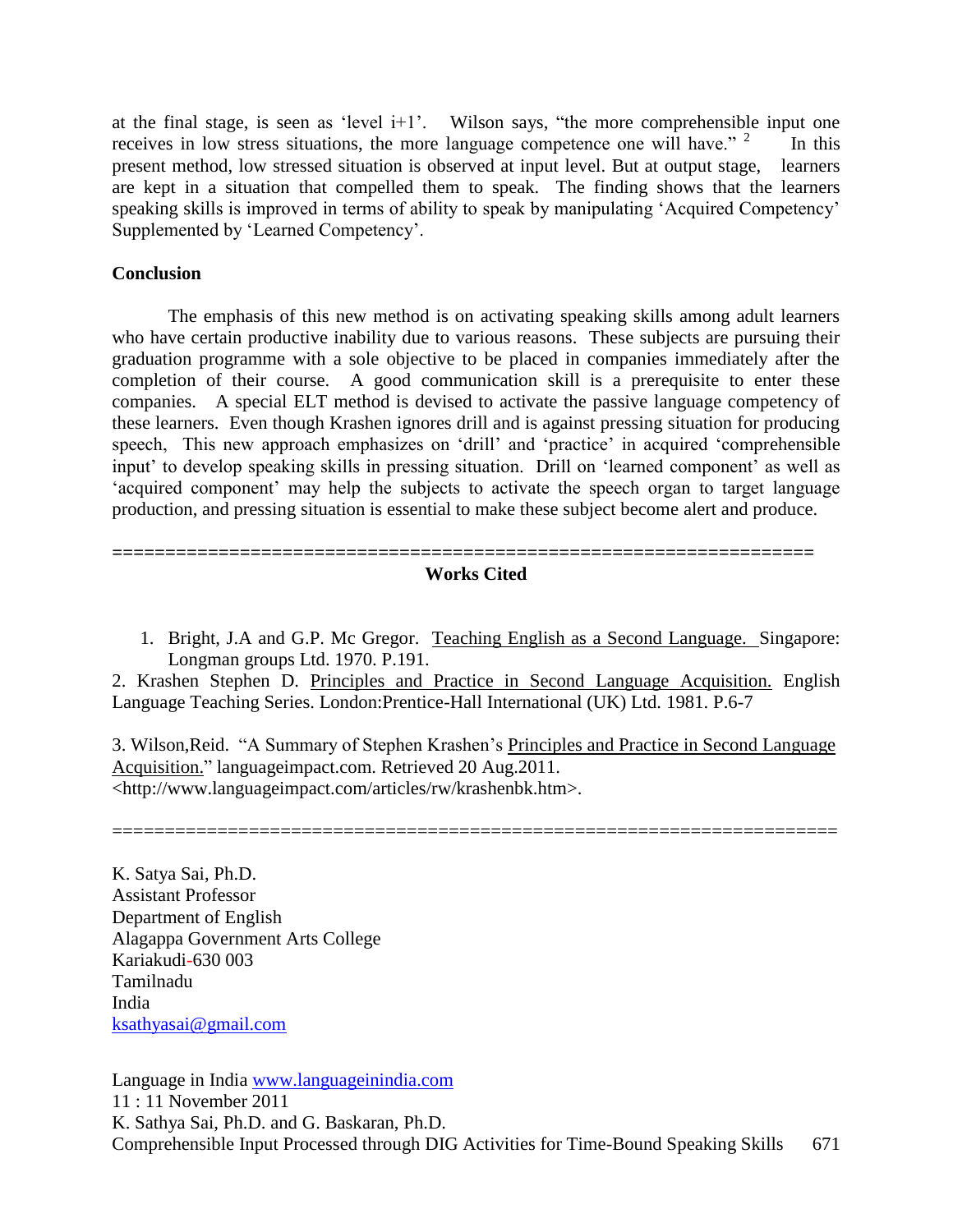at the final stage, is seen as 'level i+1'. Wilson says, "the more comprehensible input one receives in low stress situations, the more language competence one will have." [2] In this present method, low stressed situation is observed at input level. But at output stage, learners are kept in a situation that compelled them to speak. The finding shows that the learners speaking skills is improved in terms of ability to speak by manipulating 'Acquired Competency' Supplemented by 'Learned Competency'.

**Conclusion**

The emphasis of this new method is on activating speaking skills among adult learners who have certain productive inability due to various reasons. These subjects are pursuing their graduation programme with a sole objective to be placed in companies immediately after the completion of their course. A good communication skill is a prerequisite to enter these companies. A special ELT method is devised to activate the passive language competency of these learners. Even though Krashen ignores drill and is against pressing situation for producing speech, This new approach emphasizes on 'drill' and 'practice' in acquired 'comprehensible input' to develop speaking skills in pressing situation. Drill on 'learned component' as well as 'acquired component' may help the subjects to activate the speech organ to target language production, and pressing situation is essential to make these subject become alert and produce.

==================================================================

**Works Cited**

1. Bright, J.A and G.P. Mc Gregor. Teaching English as a Second Language. Singapore: Longman groups Ltd. 1970. P.191.

2. Krashen Stephen D. Principles and Practice in Second Language Acquisition. English Language Teaching Series. London:Prentice-Hall International (UK) Ltd. 1981. P.6-7

3. Wilson,Reid. "A Summary of Stephen Krashen's Principles and Practice in Second Language Acquisition." languageimpact.com. Retrieved 20 Aug.2011. <http://www.languageimpact.com/articles/rw/krashenbk.htm>.

==================================================================

K. Satya Sai, Ph.D.
Assistant Professor
Department of English
Alagappa Government Arts College
Kariakudi-630 003
Tamilnadu
India
ksathyasai@gmail.com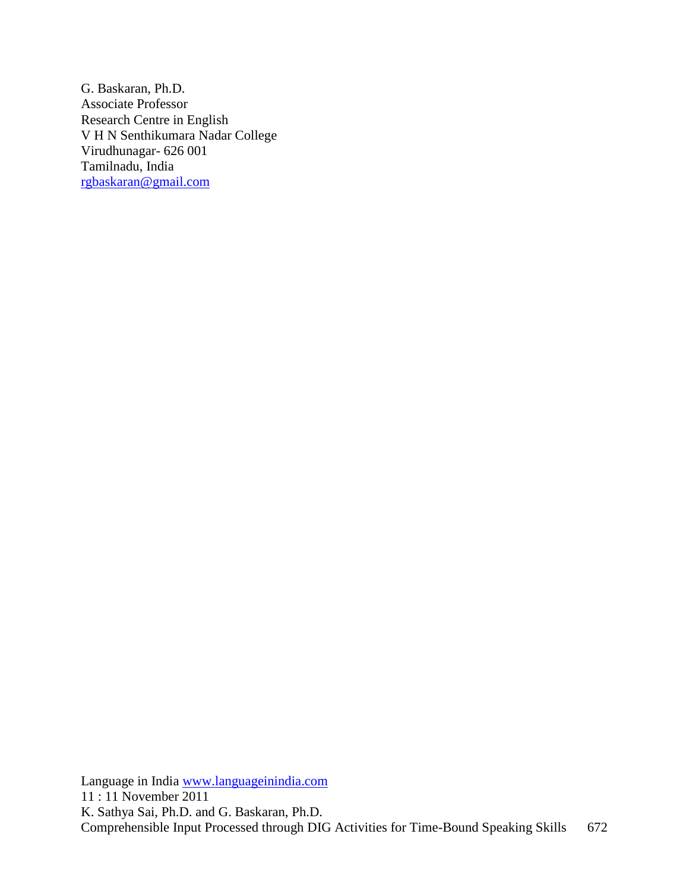G. Baskaran, Ph.D.
Associate Professor
Research Centre in English
V H N Senthikumara Nadar College
Virudhunagar- 626 001
Tamilnadu, India
rgbaskaran@gmail.com